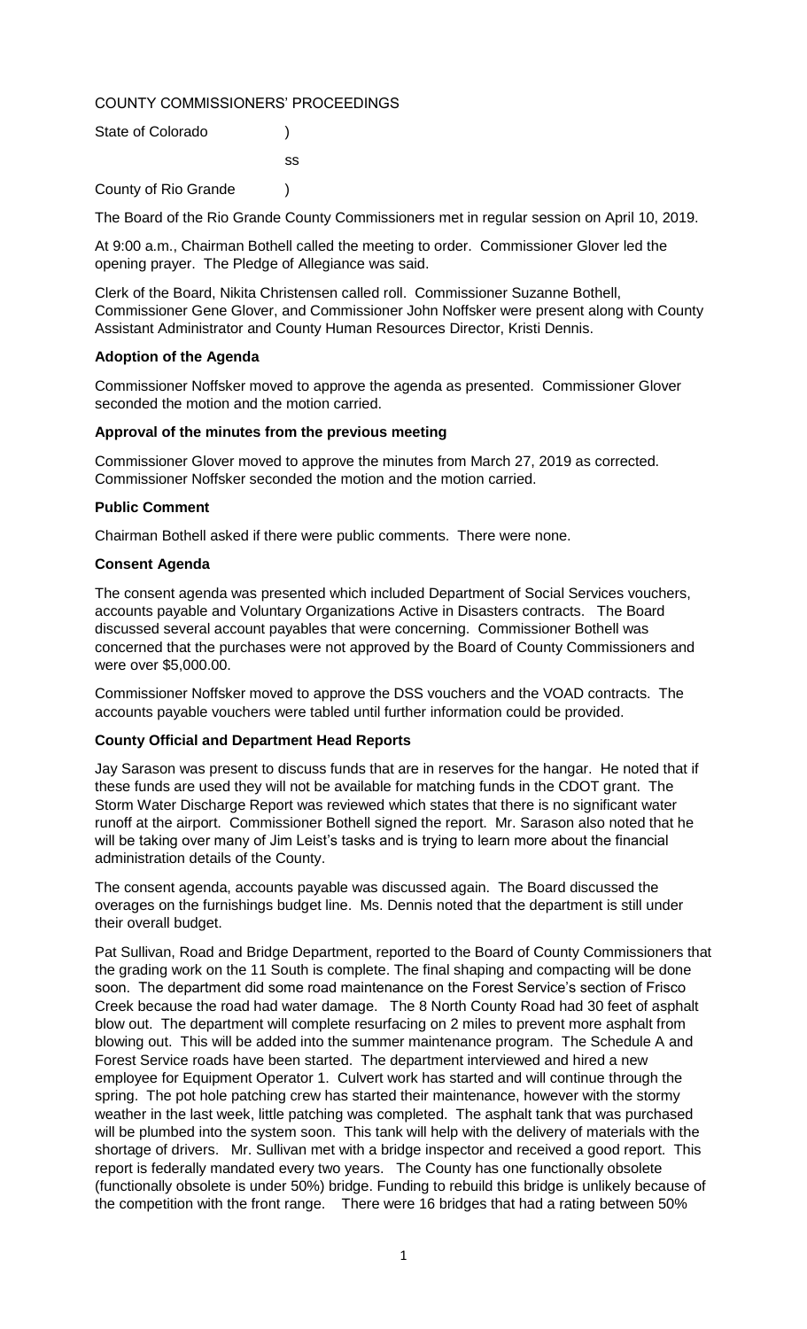COUNTY COMMISSIONERS' PROCEEDINGS

State of Colorado )

ss

County of Rio Grande )

The Board of the Rio Grande County Commissioners met in regular session on April 10, 2019.

At 9:00 a.m., Chairman Bothell called the meeting to order. Commissioner Glover led the opening prayer. The Pledge of Allegiance was said.

Clerk of the Board, Nikita Christensen called roll. Commissioner Suzanne Bothell, Commissioner Gene Glover, and Commissioner John Noffsker were present along with County Assistant Administrator and County Human Resources Director, Kristi Dennis.

**Adoption of the Agenda**

Commissioner Noffsker moved to approve the agenda as presented. Commissioner Glover seconded the motion and the motion carried.

**Approval of the minutes from the previous meeting**

Commissioner Glover moved to approve the minutes from March 27, 2019 as corrected. Commissioner Noffsker seconded the motion and the motion carried.

**Public Comment**

Chairman Bothell asked if there were public comments. There were none.

**Consent Agenda**

The consent agenda was presented which included Department of Social Services vouchers, accounts payable and Voluntary Organizations Active in Disasters contracts. The Board discussed several account payables that were concerning. Commissioner Bothell was concerned that the purchases were not approved by the Board of County Commissioners and were over $5,000.00.

Commissioner Noffsker moved to approve the DSS vouchers and the VOAD contracts. The accounts payable vouchers were tabled until further information could be provided.

**County Official and Department Head Reports**

Jay Sarason was present to discuss funds that are in reserves for the hangar. He noted that if these funds are used they will not be available for matching funds in the CDOT grant. The Storm Water Discharge Report was reviewed which states that there is no significant water runoff at the airport. Commissioner Bothell signed the report. Mr. Sarason also noted that he will be taking over many of Jim Leist's tasks and is trying to learn more about the financial administration details of the County.

The consent agenda, accounts payable was discussed again. The Board discussed the overages on the furnishings budget line. Ms. Dennis noted that the department is still under their overall budget.

Pat Sullivan, Road and Bridge Department, reported to the Board of County Commissioners that the grading work on the 11 South is complete. The final shaping and compacting will be done soon. The department did some road maintenance on the Forest Service's section of Frisco Creek because the road had water damage. The 8 North County Road had 30 feet of asphalt blow out. The department will complete resurfacing on 2 miles to prevent more asphalt from blowing out. This will be added into the summer maintenance program. The Schedule A and Forest Service roads have been started. The department interviewed and hired a new employee for Equipment Operator 1. Culvert work has started and will continue through the spring. The pot hole patching crew has started their maintenance, however with the stormy weather in the last week, little patching was completed. The asphalt tank that was purchased will be plumbed into the system soon. This tank will help with the delivery of materials with the shortage of drivers. Mr. Sullivan met with a bridge inspector and received a good report. This report is federally mandated every two years. The County has one functionally obsolete (functionally obsolete is under 50%) bridge. Funding to rebuild this bridge is unlikely because of the competition with the front range. There were 16 bridges that had a rating between 50%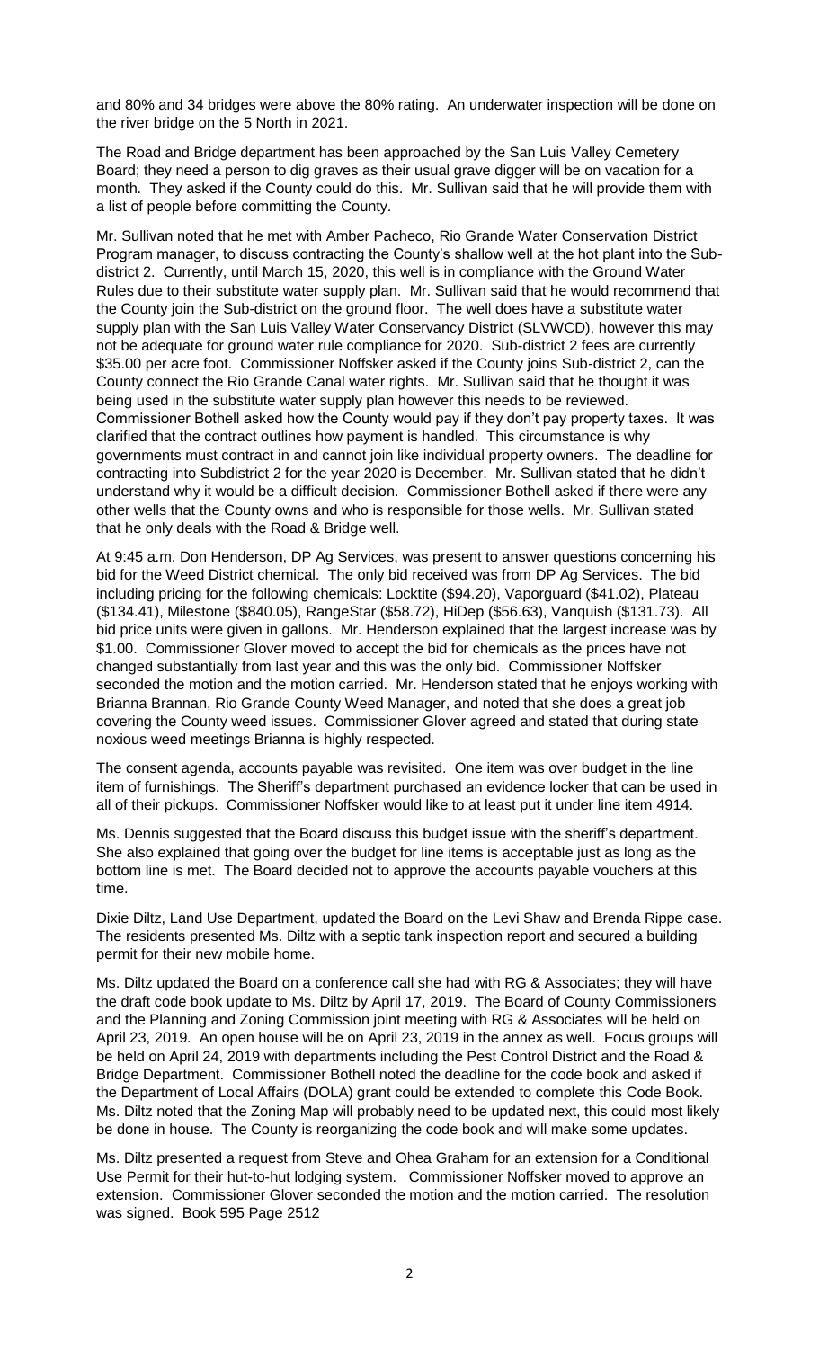and 80% and 34 bridges were above the 80% rating. An underwater inspection will be done on the river bridge on the 5 North in 2021.

The Road and Bridge department has been approached by the San Luis Valley Cemetery Board; they need a person to dig graves as their usual grave digger will be on vacation for a month. They asked if the County could do this. Mr. Sullivan said that he will provide them with a list of people before committing the County.

Mr. Sullivan noted that he met with Amber Pacheco, Rio Grande Water Conservation District Program manager, to discuss contracting the County's shallow well at the hot plant into the Sub-district 2. Currently, until March 15, 2020, this well is in compliance with the Ground Water Rules due to their substitute water supply plan. Mr. Sullivan said that he would recommend that the County join the Sub-district on the ground floor. The well does have a substitute water supply plan with the San Luis Valley Water Conservancy District (SLVWCD), however this may not be adequate for ground water rule compliance for 2020. Sub-district 2 fees are currently $35.00 per acre foot. Commissioner Noffsker asked if the County joins Sub-district 2, can the County connect the Rio Grande Canal water rights. Mr. Sullivan said that he thought it was being used in the substitute water supply plan however this needs to be reviewed. Commissioner Bothell asked how the County would pay if they don't pay property taxes. It was clarified that the contract outlines how payment is handled. This circumstance is why governments must contract in and cannot join like individual property owners. The deadline for contracting into Subdistrict 2 for the year 2020 is December. Mr. Sullivan stated that he didn't understand why it would be a difficult decision. Commissioner Bothell asked if there were any other wells that the County owns and who is responsible for those wells. Mr. Sullivan stated that he only deals with the Road & Bridge well.

At 9:45 a.m. Don Henderson, DP Ag Services, was present to answer questions concerning his bid for the Weed District chemical. The only bid received was from DP Ag Services. The bid including pricing for the following chemicals: Locktite ($94.20), Vaporguard ($41.02), Plateau ($134.41), Milestone ($840.05), RangeStar ($58.72), HiDep ($56.63), Vanquish ($131.73). All bid price units were given in gallons. Mr. Henderson explained that the largest increase was by $1.00. Commissioner Glover moved to accept the bid for chemicals as the prices have not changed substantially from last year and this was the only bid. Commissioner Noffsker seconded the motion and the motion carried. Mr. Henderson stated that he enjoys working with Brianna Brannan, Rio Grande County Weed Manager, and noted that she does a great job covering the County weed issues. Commissioner Glover agreed and stated that during state noxious weed meetings Brianna is highly respected.

The consent agenda, accounts payable was revisited. One item was over budget in the line item of furnishings. The Sheriff's department purchased an evidence locker that can be used in all of their pickups. Commissioner Noffsker would like to at least put it under line item 4914.

Ms. Dennis suggested that the Board discuss this budget issue with the sheriff's department. She also explained that going over the budget for line items is acceptable just as long as the bottom line is met. The Board decided not to approve the accounts payable vouchers at this time.

Dixie Diltz, Land Use Department, updated the Board on the Levi Shaw and Brenda Rippe case. The residents presented Ms. Diltz with a septic tank inspection report and secured a building permit for their new mobile home.

Ms. Diltz updated the Board on a conference call she had with RG & Associates; they will have the draft code book update to Ms. Diltz by April 17, 2019. The Board of County Commissioners and the Planning and Zoning Commission joint meeting with RG & Associates will be held on April 23, 2019. An open house will be on April 23, 2019 in the annex as well. Focus groups will be held on April 24, 2019 with departments including the Pest Control District and the Road & Bridge Department. Commissioner Bothell noted the deadline for the code book and asked if the Department of Local Affairs (DOLA) grant could be extended to complete this Code Book. Ms. Diltz noted that the Zoning Map will probably need to be updated next, this could most likely be done in house. The County is reorganizing the code book and will make some updates.

Ms. Diltz presented a request from Steve and Ohea Graham for an extension for a Conditional Use Permit for their hut-to-hut lodging system. Commissioner Noffsker moved to approve an extension. Commissioner Glover seconded the motion and the motion carried. The resolution was signed. Book 595 Page 2512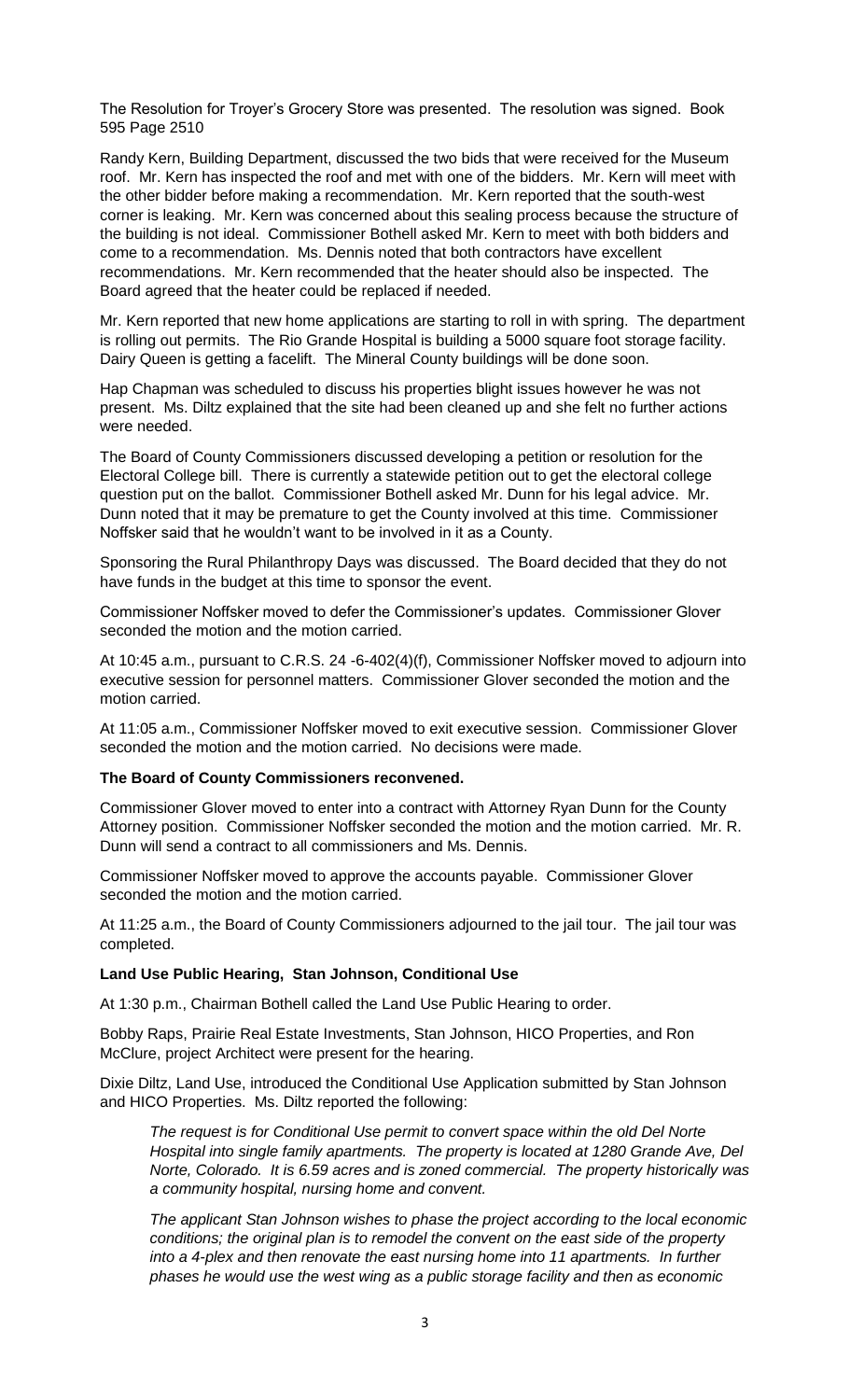The Resolution for Troyer's Grocery Store was presented. The resolution was signed. Book 595 Page 2510

Randy Kern, Building Department, discussed the two bids that were received for the Museum roof. Mr. Kern has inspected the roof and met with one of the bidders. Mr. Kern will meet with the other bidder before making a recommendation. Mr. Kern reported that the south-west corner is leaking. Mr. Kern was concerned about this sealing process because the structure of the building is not ideal. Commissioner Bothell asked Mr. Kern to meet with both bidders and come to a recommendation. Ms. Dennis noted that both contractors have excellent recommendations. Mr. Kern recommended that the heater should also be inspected. The Board agreed that the heater could be replaced if needed.

Mr. Kern reported that new home applications are starting to roll in with spring. The department is rolling out permits. The Rio Grande Hospital is building a 5000 square foot storage facility. Dairy Queen is getting a facelift. The Mineral County buildings will be done soon.

Hap Chapman was scheduled to discuss his properties blight issues however he was not present. Ms. Diltz explained that the site had been cleaned up and she felt no further actions were needed.

The Board of County Commissioners discussed developing a petition or resolution for the Electoral College bill. There is currently a statewide petition out to get the electoral college question put on the ballot. Commissioner Bothell asked Mr. Dunn for his legal advice. Mr. Dunn noted that it may be premature to get the County involved at this time. Commissioner Noffsker said that he wouldn't want to be involved in it as a County.

Sponsoring the Rural Philanthropy Days was discussed. The Board decided that they do not have funds in the budget at this time to sponsor the event.

Commissioner Noffsker moved to defer the Commissioner's updates. Commissioner Glover seconded the motion and the motion carried.

At 10:45 a.m., pursuant to C.R.S. 24 -6-402(4)(f), Commissioner Noffsker moved to adjourn into executive session for personnel matters. Commissioner Glover seconded the motion and the motion carried.

At 11:05 a.m., Commissioner Noffsker moved to exit executive session. Commissioner Glover seconded the motion and the motion carried. No decisions were made.

**The Board of County Commissioners reconvened.**

Commissioner Glover moved to enter into a contract with Attorney Ryan Dunn for the County Attorney position. Commissioner Noffsker seconded the motion and the motion carried. Mr. R. Dunn will send a contract to all commissioners and Ms. Dennis.

Commissioner Noffsker moved to approve the accounts payable. Commissioner Glover seconded the motion and the motion carried.

At 11:25 a.m., the Board of County Commissioners adjourned to the jail tour. The jail tour was completed.

**Land Use Public Hearing, Stan Johnson, Conditional Use**

At 1:30 p.m., Chairman Bothell called the Land Use Public Hearing to order.

Bobby Raps, Prairie Real Estate Investments, Stan Johnson, HICO Properties, and Ron McClure, project Architect were present for the hearing.

Dixie Diltz, Land Use, introduced the Conditional Use Application submitted by Stan Johnson and HICO Properties. Ms. Diltz reported the following:

> *The request is for Conditional Use permit to convert space within the old Del Norte Hospital into single family apartments. The property is located at 1280 Grande Ave, Del Norte, Colorado. It is 6.59 acres and is zoned commercial. The property historically was a community hospital, nursing home and convent.*
>
> *The applicant Stan Johnson wishes to phase the project according to the local economic conditions; the original plan is to remodel the convent on the east side of the property into a 4-plex and then renovate the east nursing home into 11 apartments. In further phases he would use the west wing as a public storage facility and then as economic*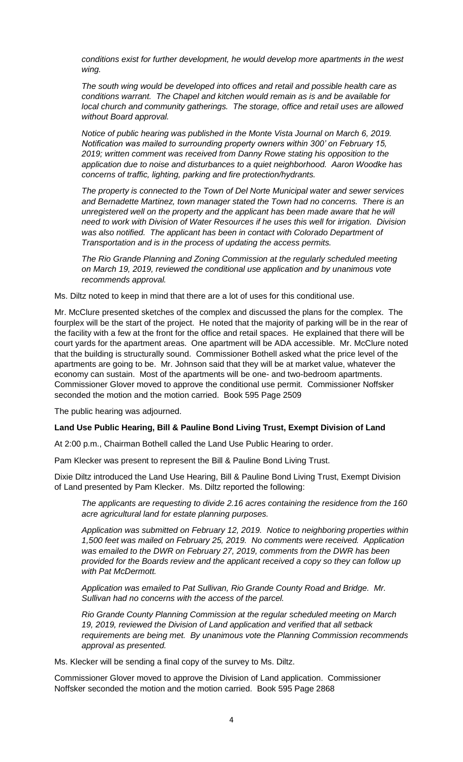*conditions exist for further development, he would develop more apartments in the west wing.*

*The south wing would be developed into offices and retail and possible health care as conditions warrant. The Chapel and kitchen would remain as is and be available for local church and community gatherings. The storage, office and retail uses are allowed without Board approval.*

*Notice of public hearing was published in the Monte Vista Journal on March 6, 2019. Notification was mailed to surrounding property owners within 300' on February 15, 2019; written comment was received from Danny Rowe stating his opposition to the application due to noise and disturbances to a quiet neighborhood. Aaron Woodke has concerns of traffic, lighting, parking and fire protection/hydrants.*

*The property is connected to the Town of Del Norte Municipal water and sewer services and Bernadette Martinez, town manager stated the Town had no concerns. There is an unregistered well on the property and the applicant has been made aware that he will need to work with Division of Water Resources if he uses this well for irrigation. Division was also notified. The applicant has been in contact with Colorado Department of Transportation and is in the process of updating the access permits.*

*The Rio Grande Planning and Zoning Commission at the regularly scheduled meeting on March 19, 2019, reviewed the conditional use application and by unanimous vote recommends approval.*

Ms. Diltz noted to keep in mind that there are a lot of uses for this conditional use.

Mr. McClure presented sketches of the complex and discussed the plans for the complex. The fourplex will be the start of the project. He noted that the majority of parking will be in the rear of the facility with a few at the front for the office and retail spaces. He explained that there will be court yards for the apartment areas. One apartment will be ADA accessible. Mr. McClure noted that the building is structurally sound. Commissioner Bothell asked what the price level of the apartments are going to be. Mr. Johnson said that they will be at market value, whatever the economy can sustain. Most of the apartments will be one- and two-bedroom apartments. Commissioner Glover moved to approve the conditional use permit. Commissioner Noffsker seconded the motion and the motion carried. Book 595 Page 2509

The public hearing was adjourned.

**Land Use Public Hearing, Bill & Pauline Bond Living Trust, Exempt Division of Land**

At 2:00 p.m., Chairman Bothell called the Land Use Public Hearing to order.

Pam Klecker was present to represent the Bill & Pauline Bond Living Trust.

Dixie Diltz introduced the Land Use Hearing, Bill & Pauline Bond Living Trust, Exempt Division of Land presented by Pam Klecker. Ms. Diltz reported the following:

*The applicants are requesting to divide 2.16 acres containing the residence from the 160 acre agricultural land for estate planning purposes.*

*Application was submitted on February 12, 2019. Notice to neighboring properties within 1,500 feet was mailed on February 25, 2019. No comments were received. Application was emailed to the DWR on February 27, 2019, comments from the DWR has been provided for the Boards review and the applicant received a copy so they can follow up with Pat McDermott.*

*Application was emailed to Pat Sullivan, Rio Grande County Road and Bridge. Mr. Sullivan had no concerns with the access of the parcel.*

*Rio Grande County Planning Commission at the regular scheduled meeting on March 19, 2019, reviewed the Division of Land application and verified that all setback requirements are being met. By unanimous vote the Planning Commission recommends approval as presented.*

Ms. Klecker will be sending a final copy of the survey to Ms. Diltz.

Commissioner Glover moved to approve the Division of Land application. Commissioner Noffsker seconded the motion and the motion carried. Book 595 Page 2868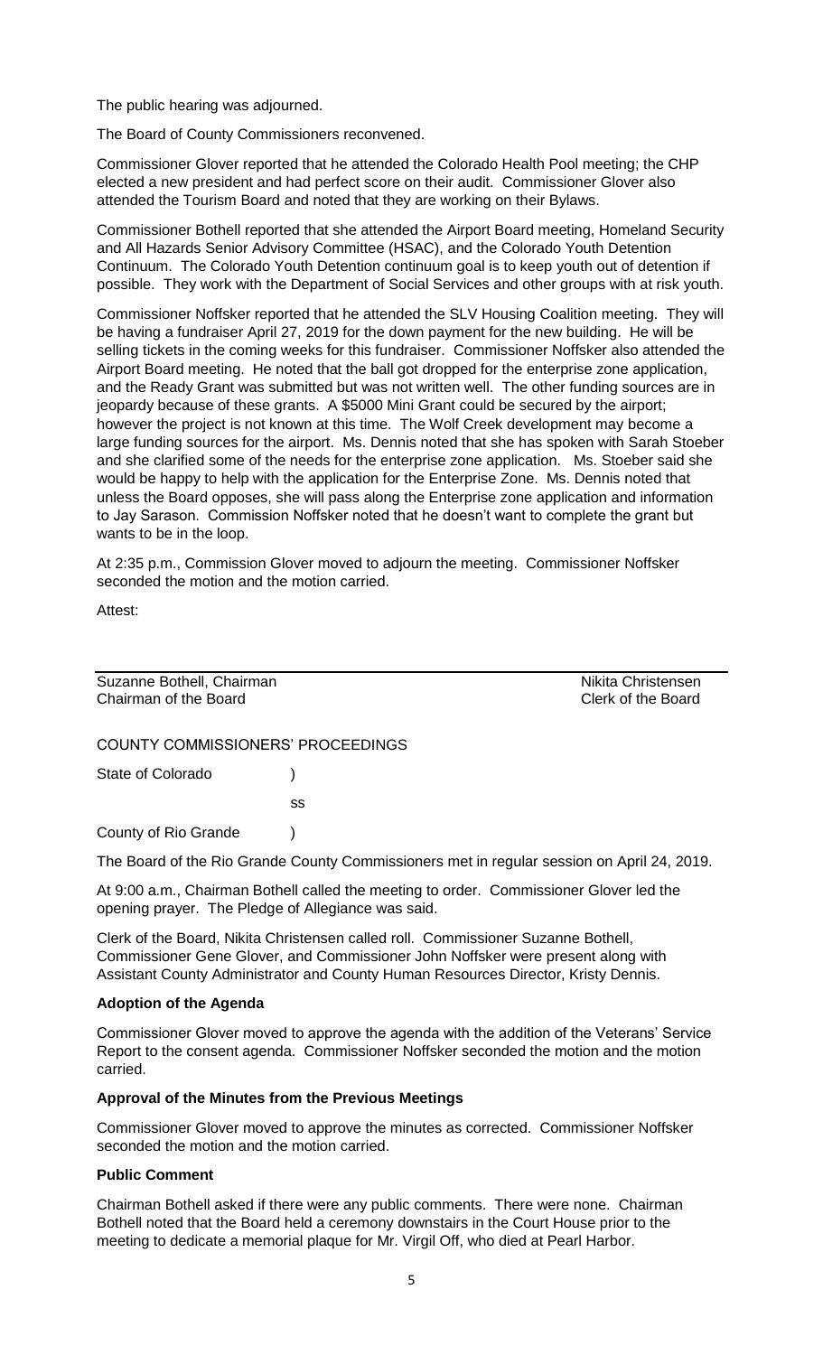The public hearing was adjourned.

The Board of County Commissioners reconvened.

Commissioner Glover reported that he attended the Colorado Health Pool meeting; the CHP elected a new president and had perfect score on their audit. Commissioner Glover also attended the Tourism Board and noted that they are working on their Bylaws.

Commissioner Bothell reported that she attended the Airport Board meeting, Homeland Security and All Hazards Senior Advisory Committee (HSAC), and the Colorado Youth Detention Continuum. The Colorado Youth Detention continuum goal is to keep youth out of detention if possible. They work with the Department of Social Services and other groups with at risk youth.

Commissioner Noffsker reported that he attended the SLV Housing Coalition meeting. They will be having a fundraiser April 27, 2019 for the down payment for the new building. He will be selling tickets in the coming weeks for this fundraiser. Commissioner Noffsker also attended the Airport Board meeting. He noted that the ball got dropped for the enterprise zone application, and the Ready Grant was submitted but was not written well. The other funding sources are in jeopardy because of these grants. A $5000 Mini Grant could be secured by the airport; however the project is not known at this time. The Wolf Creek development may become a large funding sources for the airport. Ms. Dennis noted that she has spoken with Sarah Stoeber and she clarified some of the needs for the enterprise zone application. Ms. Stoeber said she would be happy to help with the application for the Enterprise Zone. Ms. Dennis noted that unless the Board opposes, she will pass along the Enterprise zone application and information to Jay Sarason. Commission Noffsker noted that he doesn't want to complete the grant but wants to be in the loop.

At 2:35 p.m., Commission Glover moved to adjourn the meeting. Commissioner Noffsker seconded the motion and the motion carried.

Attest:

| | |
|---|---|
| Suzanne Bothell, Chairman | Nikita Christensen |
| Chairman of the Board | Clerk of the Board |

COUNTY COMMISSIONERS' PROCEEDINGS

State of Colorado )

ss

County of Rio Grande )

The Board of the Rio Grande County Commissioners met in regular session on April 24, 2019.

At 9:00 a.m., Chairman Bothell called the meeting to order. Commissioner Glover led the opening prayer. The Pledge of Allegiance was said.

Clerk of the Board, Nikita Christensen called roll. Commissioner Suzanne Bothell, Commissioner Gene Glover, and Commissioner John Noffsker were present along with Assistant County Administrator and County Human Resources Director, Kristy Dennis.

**Adoption of the Agenda**

Commissioner Glover moved to approve the agenda with the addition of the Veterans' Service Report to the consent agenda. Commissioner Noffsker seconded the motion and the motion carried.

**Approval of the Minutes from the Previous Meetings**

Commissioner Glover moved to approve the minutes as corrected. Commissioner Noffsker seconded the motion and the motion carried.

**Public Comment**

Chairman Bothell asked if there were any public comments. There were none. Chairman Bothell noted that the Board held a ceremony downstairs in the Court House prior to the meeting to dedicate a memorial plaque for Mr. Virgil Off, who died at Pearl Harbor.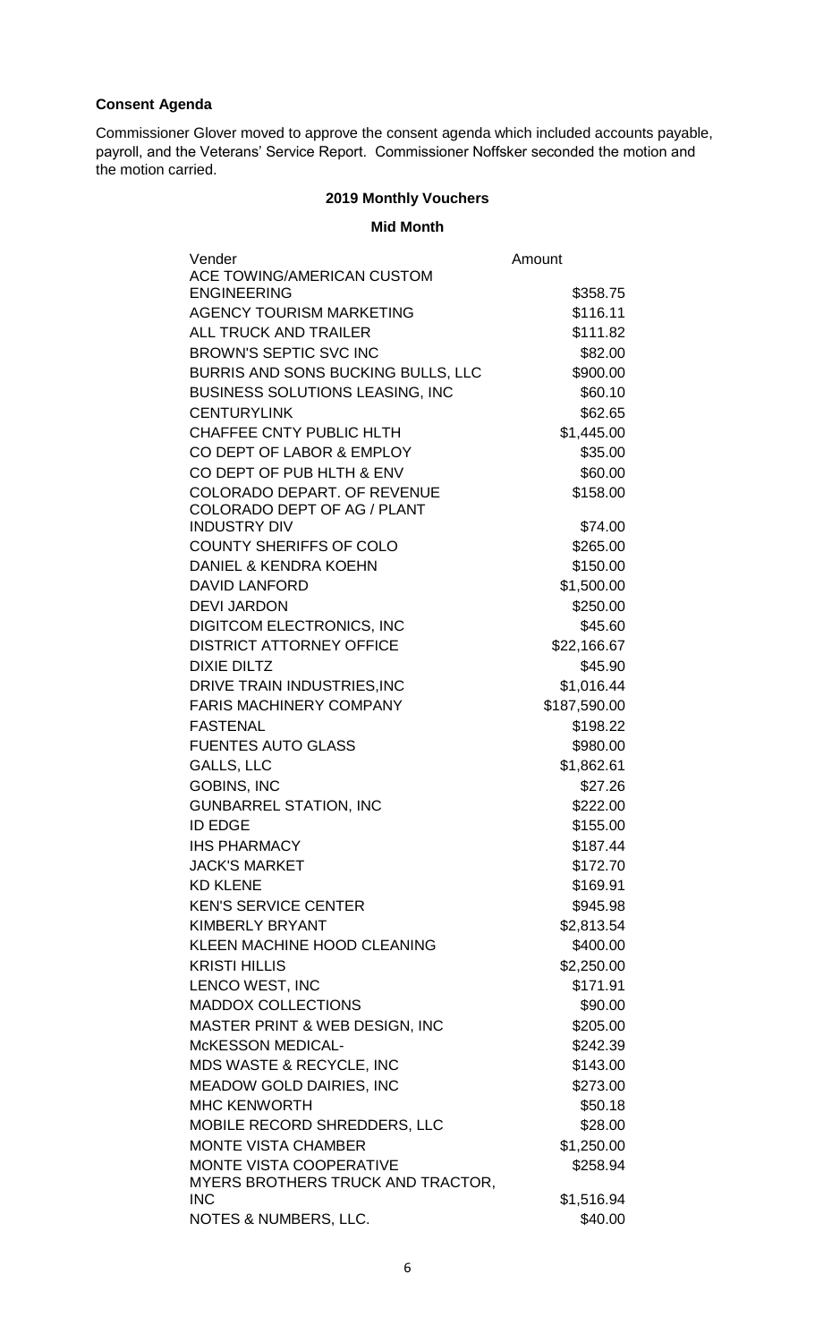**Consent Agenda**

Commissioner Glover moved to approve the consent agenda which included accounts payable, payroll, and the Veterans' Service Report. Commissioner Noffsker seconded the motion and the motion carried.

**2019 Monthly Vouchers**

**Mid Month**

| Vender | Amount |
|---|---|
| ACE TOWING/AMERICAN CUSTOM ENGINEERING | $358.75 |
| AGENCY TOURISM MARKETING | $116.11 |
| ALL TRUCK AND TRAILER | $111.82 |
| BROWN'S SEPTIC SVC INC | $82.00 |
| BURRIS AND SONS BUCKING BULLS, LLC | $900.00 |
| BUSINESS SOLUTIONS LEASING, INC | $60.10 |
| CENTURYLINK | $62.65 |
| CHAFFEE CNTY PUBLIC HLTH | $1,445.00 |
| CO DEPT OF LABOR & EMPLOY | $35.00 |
| CO DEPT OF PUB HLTH & ENV | $60.00 |
| COLORADO DEPART. OF REVENUE | $158.00 |
| COLORADO DEPT OF AG / PLANT INDUSTRY DIV | $74.00 |
| COUNTY SHERIFFS OF COLO | $265.00 |
| DANIEL & KENDRA KOEHN | $150.00 |
| DAVID LANFORD | $1,500.00 |
| DEVI JARDON | $250.00 |
| DIGITCOM ELECTRONICS, INC | $45.60 |
| DISTRICT ATTORNEY OFFICE | $22,166.67 |
| DIXIE DILTZ | $45.90 |
| DRIVE TRAIN INDUSTRIES,INC | $1,016.44 |
| FARIS MACHINERY COMPANY | $187,590.00 |
| FASTENAL | $198.22 |
| FUENTES AUTO GLASS | $980.00 |
| GALLS, LLC | $1,862.61 |
| GOBINS, INC | $27.26 |
| GUNBARREL STATION, INC | $222.00 |
| ID EDGE | $155.00 |
| IHS PHARMACY | $187.44 |
| JACK'S MARKET | $172.70 |
| KD KLENE | $169.91 |
| KEN'S SERVICE CENTER | $945.98 |
| KIMBERLY BRYANT | $2,813.54 |
| KLEEN MACHINE HOOD CLEANING | $400.00 |
| KRISTI HILLIS | $2,250.00 |
| LENCO WEST, INC | $171.91 |
| MADDOX COLLECTIONS | $90.00 |
| MASTER PRINT & WEB DESIGN, INC | $205.00 |
| McKESSON MEDICAL- | $242.39 |
| MDS WASTE & RECYCLE, INC | $143.00 |
| MEADOW GOLD DAIRIES, INC | $273.00 |
| MHC KENWORTH | $50.18 |
| MOBILE RECORD SHREDDERS, LLC | $28.00 |
| MONTE VISTA CHAMBER | $1,250.00 |
| MONTE VISTA COOPERATIVE | $258.94 |
| MYERS BROTHERS TRUCK AND TRACTOR, INC | $1,516.94 |
| NOTES & NUMBERS, LLC. | $40.00 |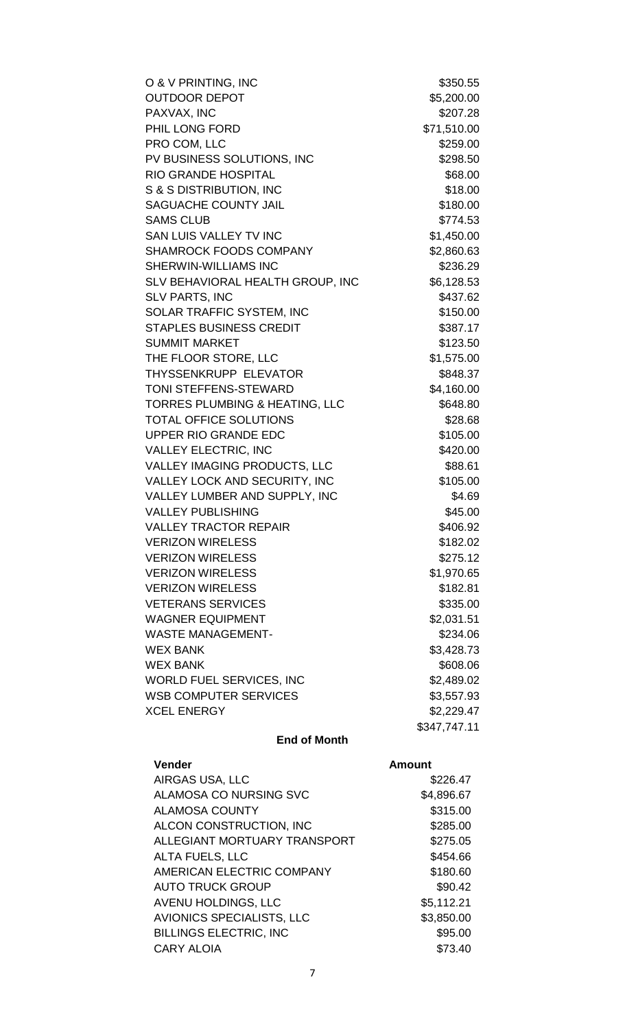| | |
|---|---|
| O & V PRINTING, INC | $350.55 |
| OUTDOOR DEPOT | $5,200.00 |
| PAXVAX, INC | $207.28 |
| PHIL LONG FORD | $71,510.00 |
| PRO COM, LLC | $259.00 |
| PV BUSINESS SOLUTIONS, INC | $298.50 |
| RIO GRANDE HOSPITAL | $68.00 |
| S & S DISTRIBUTION, INC | $18.00 |
| SAGUACHE COUNTY JAIL | $180.00 |
| SAMS CLUB | $774.53 |
| SAN LUIS VALLEY TV INC | $1,450.00 |
| SHAMROCK FOODS COMPANY | $2,860.63 |
| SHERWIN-WILLIAMS INC | $236.29 |
| SLV BEHAVIORAL HEALTH GROUP, INC | $6,128.53 |
| SLV PARTS, INC | $437.62 |
| SOLAR TRAFFIC SYSTEM, INC | $150.00 |
| STAPLES BUSINESS CREDIT | $387.17 |
| SUMMIT MARKET | $123.50 |
| THE FLOOR STORE, LLC | $1,575.00 |
| THYSSENKRUPP ELEVATOR | $848.37 |
| TONI STEFFENS-STEWARD | $4,160.00 |
| TORRES PLUMBING & HEATING, LLC | $648.80 |
| TOTAL OFFICE SOLUTIONS | $28.68 |
| UPPER RIO GRANDE EDC | $105.00 |
| VALLEY ELECTRIC, INC | $420.00 |
| VALLEY IMAGING PRODUCTS, LLC | $88.61 |
| VALLEY LOCK AND SECURITY, INC | $105.00 |
| VALLEY LUMBER AND SUPPLY, INC | $4.69 |
| VALLEY PUBLISHING | $45.00 |
| VALLEY TRACTOR REPAIR | $406.92 |
| VERIZON WIRELESS | $182.02 |
| VERIZON WIRELESS | $275.12 |
| VERIZON WIRELESS | $1,970.65 |
| VERIZON WIRELESS | $182.81 |
| VETERANS SERVICES | $335.00 |
| WAGNER EQUIPMENT | $2,031.51 |
| WASTE MANAGEMENT- | $234.06 |
| WEX BANK | $3,428.73 |
| WEX BANK | $608.06 |
| WORLD FUEL SERVICES, INC | $2,489.02 |
| WSB COMPUTER SERVICES | $3,557.93 |
| XCEL ENERGY | $2,229.47 |
| | $347,747.11 |

**End of Month**

| Vender | Amount |
|---|---|
| AIRGAS USA, LLC | $226.47 |
| ALAMOSA CO NURSING SVC | $4,896.67 |
| ALAMOSA COUNTY | $315.00 |
| ALCON CONSTRUCTION, INC | $285.00 |
| ALLEGIANT MORTUARY TRANSPORT | $275.05 |
| ALTA FUELS, LLC | $454.66 |
| AMERICAN ELECTRIC COMPANY | $180.60 |
| AUTO TRUCK GROUP | $90.42 |
| AVENU HOLDINGS, LLC | $5,112.21 |
| AVIONICS SPECIALISTS, LLC | $3,850.00 |
| BILLINGS ELECTRIC, INC | $95.00 |
| CARY ALOIA | $73.40 |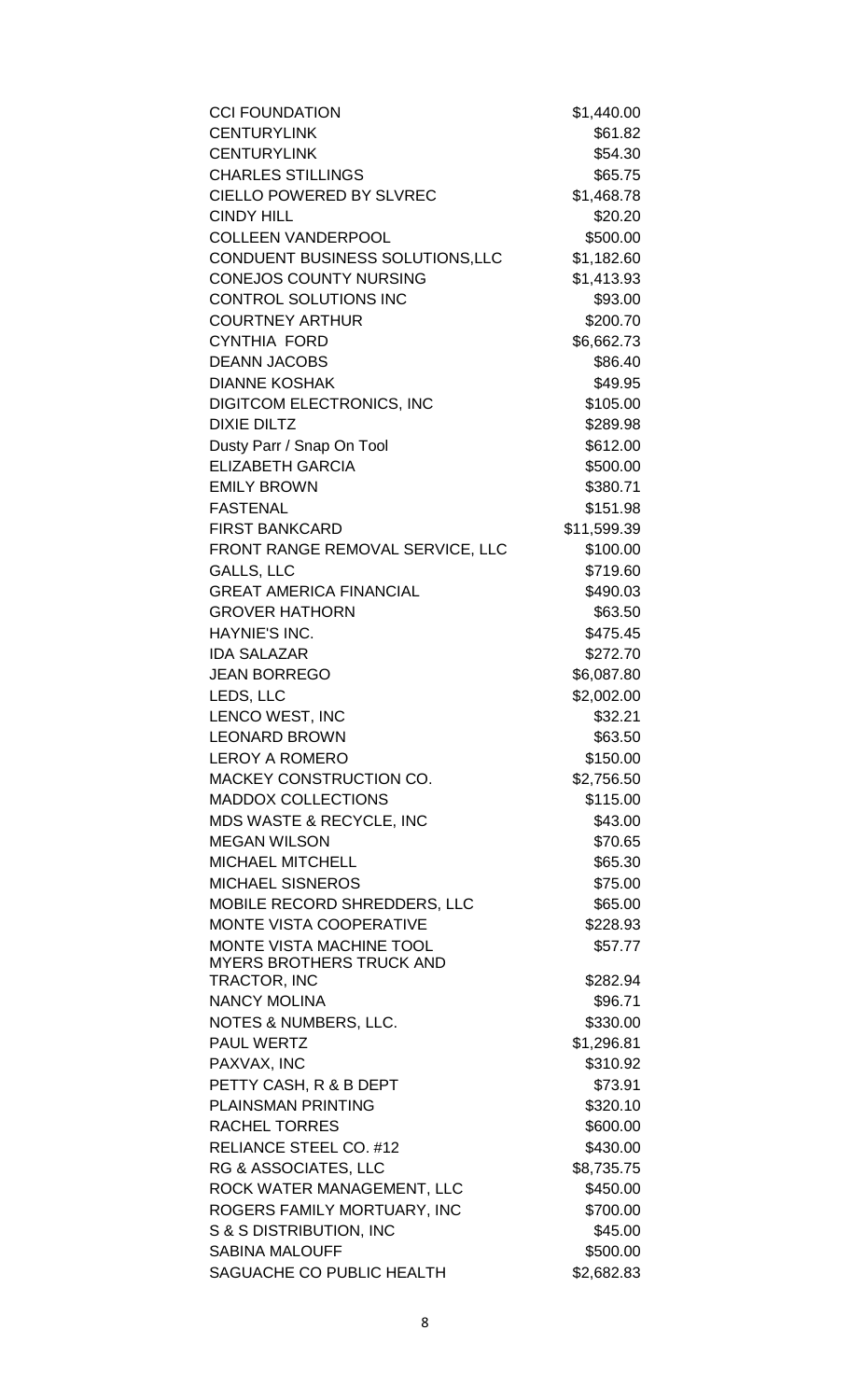| | |
|---|---|
| CCI FOUNDATION | $1,440.00 |
| CENTURYLINK | $61.82 |
| CENTURYLINK | $54.30 |
| CHARLES STILLINGS | $65.75 |
| CIELLO POWERED BY SLVREC | $1,468.78 |
| CINDY HILL | $20.20 |
| COLLEEN VANDERPOOL | $500.00 |
| CONDUENT BUSINESS SOLUTIONS,LLC | $1,182.60 |
| CONEJOS COUNTY NURSING | $1,413.93 |
| CONTROL SOLUTIONS INC | $93.00 |
| COURTNEY ARTHUR | $200.70 |
| CYNTHIA FORD | $6,662.73 |
| DEANN JACOBS | $86.40 |
| DIANNE KOSHAK | $49.95 |
| DIGITCOM ELECTRONICS, INC | $105.00 |
| DIXIE DILTZ | $289.98 |
| Dusty Parr / Snap On Tool | $612.00 |
| ELIZABETH GARCIA | $500.00 |
| EMILY BROWN | $380.71 |
| FASTENAL | $151.98 |
| FIRST BANKCARD | $11,599.39 |
| FRONT RANGE REMOVAL SERVICE, LLC | $100.00 |
| GALLS, LLC | $719.60 |
| GREAT AMERICA FINANCIAL | $490.03 |
| GROVER HATHORN | $63.50 |
| HAYNIE'S INC. | $475.45 |
| IDA SALAZAR | $272.70 |
| JEAN BORREGO | $6,087.80 |
| LEDS, LLC | $2,002.00 |
| LENCO WEST, INC | $32.21 |
| LEONARD BROWN | $63.50 |
| LEROY A ROMERO | $150.00 |
| MACKEY CONSTRUCTION CO. | $2,756.50 |
| MADDOX COLLECTIONS | $115.00 |
| MDS WASTE & RECYCLE, INC | $43.00 |
| MEGAN WILSON | $70.65 |
| MICHAEL MITCHELL | $65.30 |
| MICHAEL SISNEROS | $75.00 |
| MOBILE RECORD SHREDDERS, LLC | $65.00 |
| MONTE VISTA COOPERATIVE | $228.93 |
| MONTE VISTA MACHINE TOOL | $57.77 |
| MYERS BROTHERS TRUCK AND TRACTOR, INC | $282.94 |
| NANCY MOLINA | $96.71 |
| NOTES & NUMBERS, LLC. | $330.00 |
| PAUL WERTZ | $1,296.81 |
| PAXVAX, INC | $310.92 |
| PETTY CASH, R & B DEPT | $73.91 |
| PLAINSMAN PRINTING | $320.10 |
| RACHEL TORRES | $600.00 |
| RELIANCE STEEL CO. #12 | $430.00 |
| RG & ASSOCIATES, LLC | $8,735.75 |
| ROCK WATER MANAGEMENT, LLC | $450.00 |
| ROGERS FAMILY MORTUARY, INC | $700.00 |
| S & S DISTRIBUTION, INC | $45.00 |
| SABINA MALOUFF | $500.00 |
| SAGUACHE CO PUBLIC HEALTH | $2,682.83 |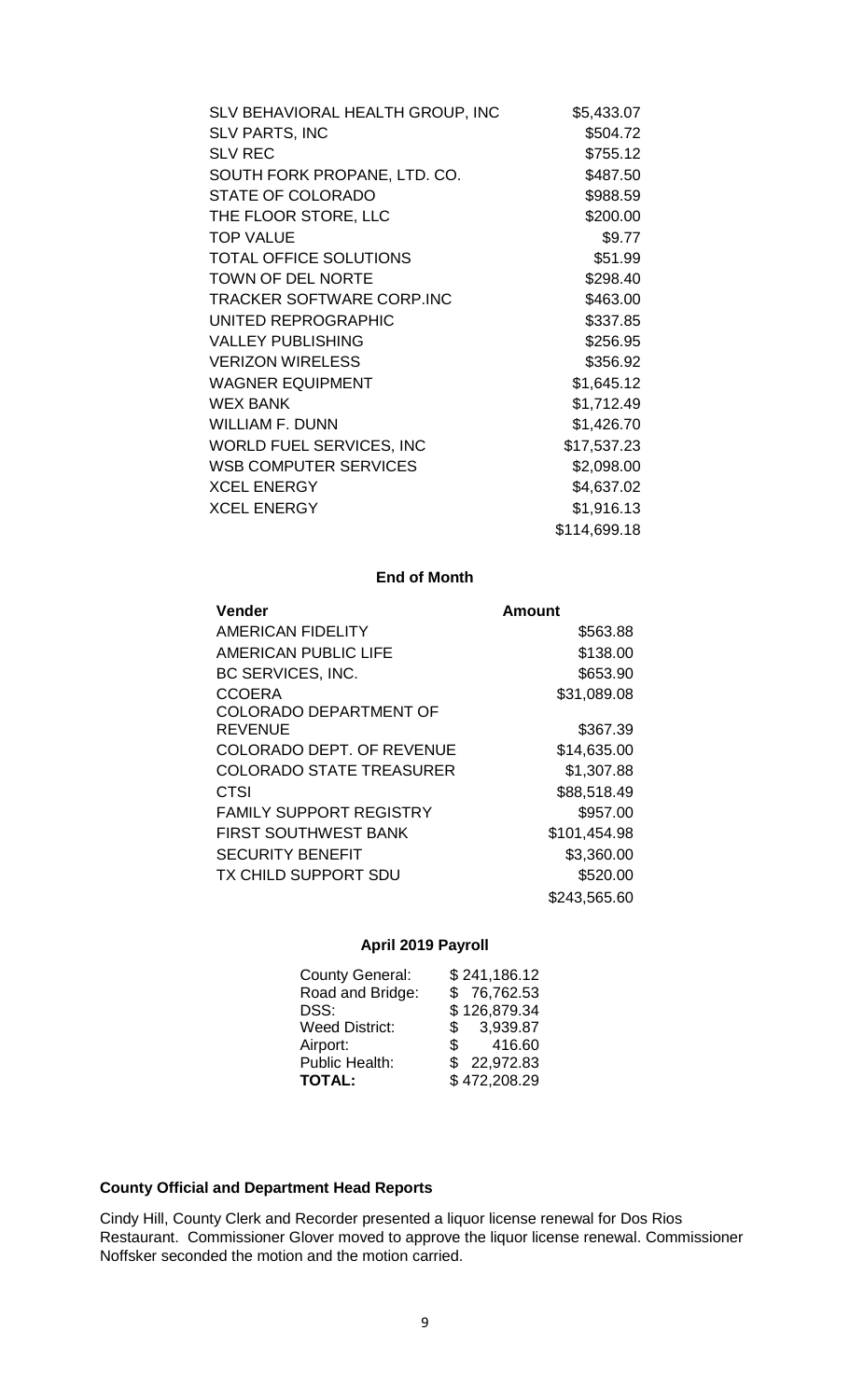| | |
|---|---|
| SLV BEHAVIORAL HEALTH GROUP, INC | $5,433.07 |
| SLV PARTS, INC | $504.72 |
| SLV REC | $755.12 |
| SOUTH FORK PROPANE, LTD. CO. | $487.50 |
| STATE OF COLORADO | $988.59 |
| THE FLOOR STORE, LLC | $200.00 |
| TOP VALUE | $9.77 |
| TOTAL OFFICE SOLUTIONS | $51.99 |
| TOWN OF DEL NORTE | $298.40 |
| TRACKER SOFTWARE CORP.INC | $463.00 |
| UNITED REPROGRAPHIC | $337.85 |
| VALLEY PUBLISHING | $256.95 |
| VERIZON WIRELESS | $356.92 |
| WAGNER EQUIPMENT | $1,645.12 |
| WEX BANK | $1,712.49 |
| WILLIAM F. DUNN | $1,426.70 |
| WORLD FUEL SERVICES, INC | $17,537.23 |
| WSB COMPUTER SERVICES | $2,098.00 |
| XCEL ENERGY | $4,637.02 |
| XCEL ENERGY | $1,916.13 |
| | $114,699.18 |

**End of Month**

| Vender | Amount |
|---|---|
| AMERICAN FIDELITY | $563.88 |
| AMERICAN PUBLIC LIFE | $138.00 |
| BC SERVICES, INC. | $653.90 |
| CCOERA | $31,089.08 |
| COLORADO DEPARTMENT OF REVENUE | $367.39 |
| COLORADO DEPT. OF REVENUE | $14,635.00 |
| COLORADO STATE TREASURER | $1,307.88 |
| CTSI | $88,518.49 |
| FAMILY SUPPORT REGISTRY | $957.00 |
| FIRST SOUTHWEST BANK | $101,454.98 |
| SECURITY BENEFIT | $3,360.00 |
| TX CHILD SUPPORT SDU | $520.00 |
| | $243,565.60 |

**April 2019 Payroll**

| | |
|---|---|
| County General: | $ 241,186.12 |
| Road and Bridge: | $ 76,762.53 |
| DSS: | $ 126,879.34 |
| Weed District: | $ 3,939.87 |
| Airport: | $ 416.60 |
| Public Health: | $ 22,972.83 |
| **TOTAL:** | $ 472,208.29 |

**County Official and Department Head Reports**

Cindy Hill, County Clerk and Recorder presented a liquor license renewal for Dos Rios Restaurant. Commissioner Glover moved to approve the liquor license renewal. Commissioner Noffsker seconded the motion and the motion carried.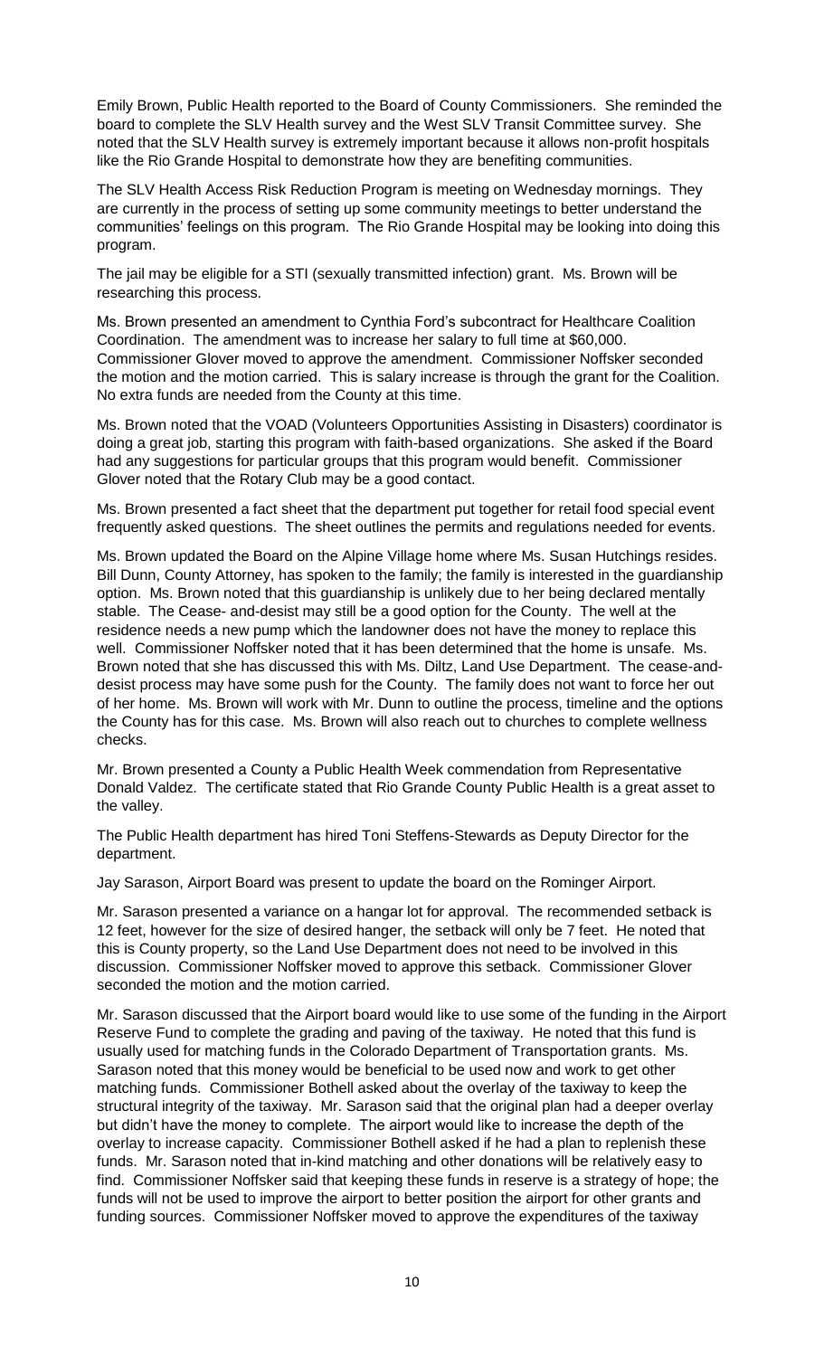Emily Brown, Public Health reported to the Board of County Commissioners. She reminded the board to complete the SLV Health survey and the West SLV Transit Committee survey. She noted that the SLV Health survey is extremely important because it allows non-profit hospitals like the Rio Grande Hospital to demonstrate how they are benefiting communities.

The SLV Health Access Risk Reduction Program is meeting on Wednesday mornings. They are currently in the process of setting up some community meetings to better understand the communities' feelings on this program. The Rio Grande Hospital may be looking into doing this program.

The jail may be eligible for a STI (sexually transmitted infection) grant. Ms. Brown will be researching this process.

Ms. Brown presented an amendment to Cynthia Ford's subcontract for Healthcare Coalition Coordination. The amendment was to increase her salary to full time at $60,000. Commissioner Glover moved to approve the amendment. Commissioner Noffsker seconded the motion and the motion carried. This is salary increase is through the grant for the Coalition. No extra funds are needed from the County at this time.

Ms. Brown noted that the VOAD (Volunteers Opportunities Assisting in Disasters) coordinator is doing a great job, starting this program with faith-based organizations. She asked if the Board had any suggestions for particular groups that this program would benefit. Commissioner Glover noted that the Rotary Club may be a good contact.

Ms. Brown presented a fact sheet that the department put together for retail food special event frequently asked questions. The sheet outlines the permits and regulations needed for events.

Ms. Brown updated the Board on the Alpine Village home where Ms. Susan Hutchings resides. Bill Dunn, County Attorney, has spoken to the family; the family is interested in the guardianship option. Ms. Brown noted that this guardianship is unlikely due to her being declared mentally stable. The Cease- and-desist may still be a good option for the County. The well at the residence needs a new pump which the landowner does not have the money to replace this well. Commissioner Noffsker noted that it has been determined that the home is unsafe. Ms. Brown noted that she has discussed this with Ms. Diltz, Land Use Department. The cease-and-desist process may have some push for the County. The family does not want to force her out of her home. Ms. Brown will work with Mr. Dunn to outline the process, timeline and the options the County has for this case. Ms. Brown will also reach out to churches to complete wellness checks.

Mr. Brown presented a County a Public Health Week commendation from Representative Donald Valdez. The certificate stated that Rio Grande County Public Health is a great asset to the valley.

The Public Health department has hired Toni Steffens-Stewards as Deputy Director for the department.

Jay Sarason, Airport Board was present to update the board on the Rominger Airport.

Mr. Sarason presented a variance on a hangar lot for approval. The recommended setback is 12 feet, however for the size of desired hanger, the setback will only be 7 feet. He noted that this is County property, so the Land Use Department does not need to be involved in this discussion. Commissioner Noffsker moved to approve this setback. Commissioner Glover seconded the motion and the motion carried.

Mr. Sarason discussed that the Airport board would like to use some of the funding in the Airport Reserve Fund to complete the grading and paving of the taxiway. He noted that this fund is usually used for matching funds in the Colorado Department of Transportation grants. Ms. Sarason noted that this money would be beneficial to be used now and work to get other matching funds. Commissioner Bothell asked about the overlay of the taxiway to keep the structural integrity of the taxiway. Mr. Sarason said that the original plan had a deeper overlay but didn't have the money to complete. The airport would like to increase the depth of the overlay to increase capacity. Commissioner Bothell asked if he had a plan to replenish these funds. Mr. Sarason noted that in-kind matching and other donations will be relatively easy to find. Commissioner Noffsker said that keeping these funds in reserve is a strategy of hope; the funds will not be used to improve the airport to better position the airport for other grants and funding sources. Commissioner Noffsker moved to approve the expenditures of the taxiway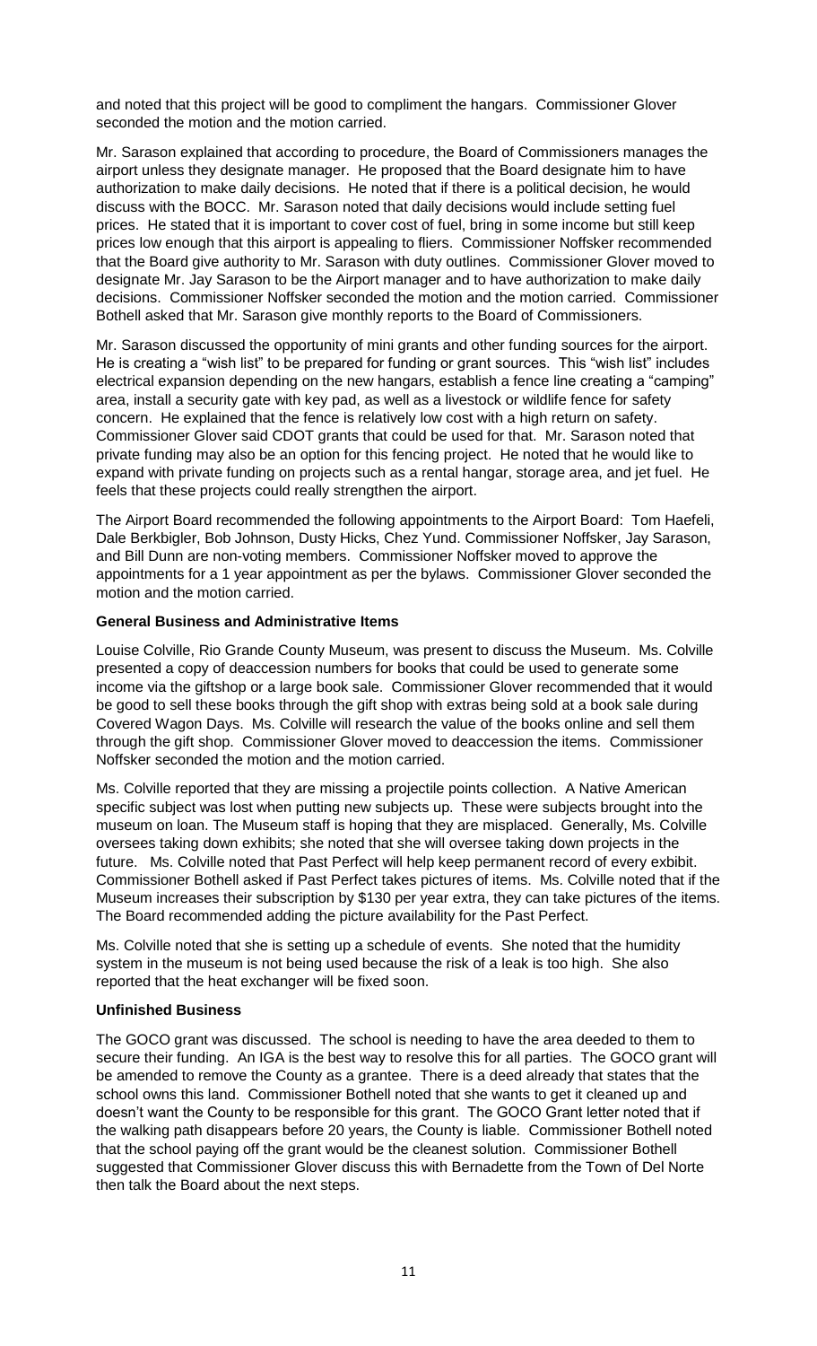and noted that this project will be good to compliment the hangars. Commissioner Glover seconded the motion and the motion carried.

Mr. Sarason explained that according to procedure, the Board of Commissioners manages the airport unless they designate manager. He proposed that the Board designate him to have authorization to make daily decisions. He noted that if there is a political decision, he would discuss with the BOCC. Mr. Sarason noted that daily decisions would include setting fuel prices. He stated that it is important to cover cost of fuel, bring in some income but still keep prices low enough that this airport is appealing to fliers. Commissioner Noffsker recommended that the Board give authority to Mr. Sarason with duty outlines. Commissioner Glover moved to designate Mr. Jay Sarason to be the Airport manager and to have authorization to make daily decisions. Commissioner Noffsker seconded the motion and the motion carried. Commissioner Bothell asked that Mr. Sarason give monthly reports to the Board of Commissioners.

Mr. Sarason discussed the opportunity of mini grants and other funding sources for the airport. He is creating a "wish list" to be prepared for funding or grant sources. This "wish list" includes electrical expansion depending on the new hangars, establish a fence line creating a "camping" area, install a security gate with key pad, as well as a livestock or wildlife fence for safety concern. He explained that the fence is relatively low cost with a high return on safety. Commissioner Glover said CDOT grants that could be used for that. Mr. Sarason noted that private funding may also be an option for this fencing project. He noted that he would like to expand with private funding on projects such as a rental hangar, storage area, and jet fuel. He feels that these projects could really strengthen the airport.

The Airport Board recommended the following appointments to the Airport Board: Tom Haefeli, Dale Berkbigler, Bob Johnson, Dusty Hicks, Chez Yund. Commissioner Noffsker, Jay Sarason, and Bill Dunn are non-voting members. Commissioner Noffsker moved to approve the appointments for a 1 year appointment as per the bylaws. Commissioner Glover seconded the motion and the motion carried.

**General Business and Administrative Items**

Louise Colville, Rio Grande County Museum, was present to discuss the Museum. Ms. Colville presented a copy of deaccession numbers for books that could be used to generate some income via the giftshop or a large book sale. Commissioner Glover recommended that it would be good to sell these books through the gift shop with extras being sold at a book sale during Covered Wagon Days. Ms. Colville will research the value of the books online and sell them through the gift shop. Commissioner Glover moved to deaccession the items. Commissioner Noffsker seconded the motion and the motion carried.

Ms. Colville reported that they are missing a projectile points collection. A Native American specific subject was lost when putting new subjects up. These were subjects brought into the museum on loan. The Museum staff is hoping that they are misplaced. Generally, Ms. Colville oversees taking down exhibits; she noted that she will oversee taking down projects in the future. Ms. Colville noted that Past Perfect will help keep permanent record of every exhibit. Commissioner Bothell asked if Past Perfect takes pictures of items. Ms. Colville noted that if the Museum increases their subscription by $130 per year extra, they can take pictures of the items. The Board recommended adding the picture availability for the Past Perfect.

Ms. Colville noted that she is setting up a schedule of events. She noted that the humidity system in the museum is not being used because the risk of a leak is too high. She also reported that the heat exchanger will be fixed soon.

**Unfinished Business**

The GOCO grant was discussed. The school is needing to have the area deeded to them to secure their funding. An IGA is the best way to resolve this for all parties. The GOCO grant will be amended to remove the County as a grantee. There is a deed already that states that the school owns this land. Commissioner Bothell noted that she wants to get it cleaned up and doesn't want the County to be responsible for this grant. The GOCO Grant letter noted that if the walking path disappears before 20 years, the County is liable. Commissioner Bothell noted that the school paying off the grant would be the cleanest solution. Commissioner Bothell suggested that Commissioner Glover discuss this with Bernadette from the Town of Del Norte then talk the Board about the next steps.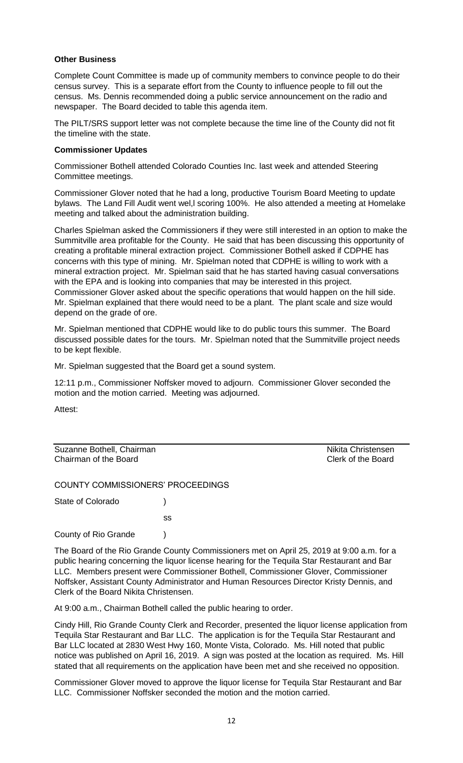**Other Business**

Complete Count Committee is made up of community members to convince people to do their census survey. This is a separate effort from the County to influence people to fill out the census. Ms. Dennis recommended doing a public service announcement on the radio and newspaper. The Board decided to table this agenda item.

The PILT/SRS support letter was not complete because the time line of the County did not fit the timeline with the state.

**Commissioner Updates**

Commissioner Bothell attended Colorado Counties Inc. last week and attended Steering Committee meetings.

Commissioner Glover noted that he had a long, productive Tourism Board Meeting to update bylaws. The Land Fill Audit went wel,l scoring 100%. He also attended a meeting at Homelake meeting and talked about the administration building.

Charles Spielman asked the Commissioners if they were still interested in an option to make the Summitville area profitable for the County. He said that has been discussing this opportunity of creating a profitable mineral extraction project. Commissioner Bothell asked if CDPHE has concerns with this type of mining. Mr. Spielman noted that CDPHE is willing to work with a mineral extraction project. Mr. Spielman said that he has started having casual conversations with the EPA and is looking into companies that may be interested in this project. Commissioner Glover asked about the specific operations that would happen on the hill side. Mr. Spielman explained that there would need to be a plant. The plant scale and size would depend on the grade of ore.

Mr. Spielman mentioned that CDPHE would like to do public tours this summer. The Board discussed possible dates for the tours. Mr. Spielman noted that the Summitville project needs to be kept flexible.

Mr. Spielman suggested that the Board get a sound system.

12:11 p.m., Commissioner Noffsker moved to adjourn. Commissioner Glover seconded the motion and the motion carried. Meeting was adjourned.

Attest:

| | |
|---|---|
| Suzanne Bothell, Chairman | Nikita Christensen |
| Chairman of the Board | Clerk of the Board |

COUNTY COMMISSIONERS' PROCEEDINGS

State of Colorado )

ss

County of Rio Grande )

The Board of the Rio Grande County Commissioners met on April 25, 2019 at 9:00 a.m. for a public hearing concerning the liquor license hearing for the Tequila Star Restaurant and Bar LLC. Members present were Commissioner Bothell, Commissioner Glover, Commissioner Noffsker, Assistant County Administrator and Human Resources Director Kristy Dennis, and Clerk of the Board Nikita Christensen.

At 9:00 a.m., Chairman Bothell called the public hearing to order.

Cindy Hill, Rio Grande County Clerk and Recorder, presented the liquor license application from Tequila Star Restaurant and Bar LLC. The application is for the Tequila Star Restaurant and Bar LLC located at 2830 West Hwy 160, Monte Vista, Colorado. Ms. Hill noted that public notice was published on April 16, 2019. A sign was posted at the location as required. Ms. Hill stated that all requirements on the application have been met and she received no opposition.

Commissioner Glover moved to approve the liquor license for Tequila Star Restaurant and Bar LLC. Commissioner Noffsker seconded the motion and the motion carried.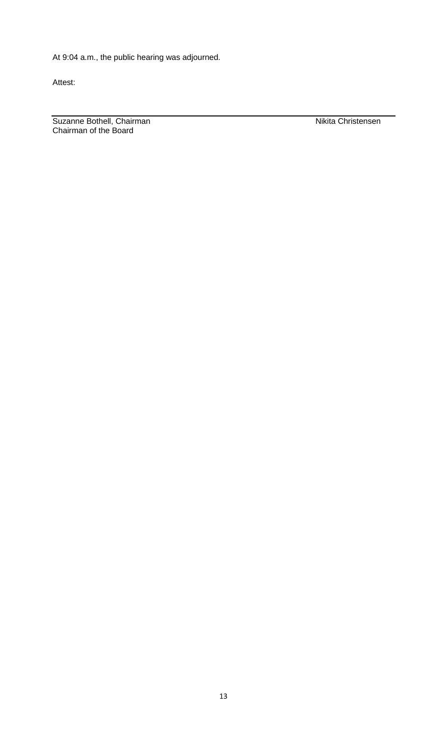At 9:04 a.m., the public hearing was adjourned.

Attest:

Suzanne Bothell, Chairman  
Chairman of the Board

Nikita Christensen